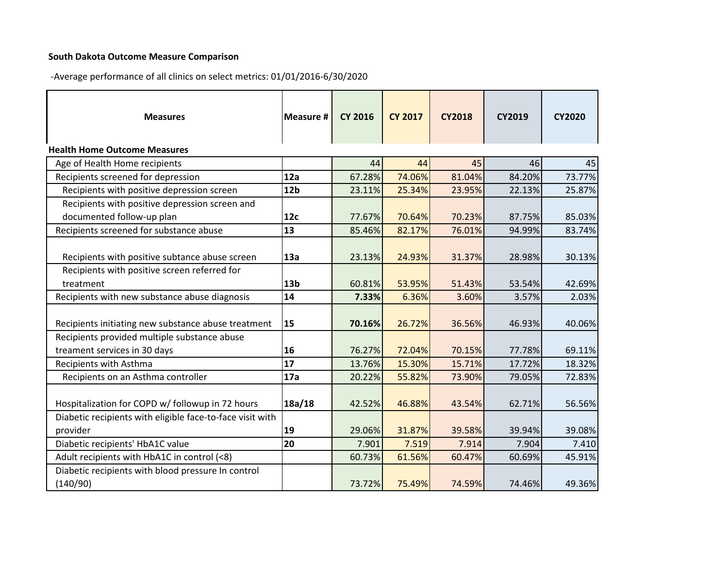**South Dakota Outcome Measure Comparison**

-Average performance of all clinics on select metrics: 01/01/2016-6/30/2020

| Measures | Measure # | CY 2016 | CY 2017 | CY2018 | CY2019 | CY2020 |
|---|---|---|---|---|---|---|
| **Health Home Outcome Measures** | | | | | | |
| Age of Health Home recipients | | 44 | 44 | 45 | 46 | 45 |
| Recipients screened for depression | **12a** | 67.28% | 74.06% | 81.04% | 84.20% | 73.77% |
| Recipients with positive depression screen | **12b** | 23.11% | 25.34% | 23.95% | 22.13% | 25.87% |
| Recipients with positive depression screen and documented follow-up plan | **12c** | 77.67% | 70.64% | 70.23% | 87.75% | 85.03% |
| Recipients screened for substance abuse | **13** | 85.46% | 82.17% | 76.01% | 94.99% | 83.74% |
| Recipients with positive subtance abuse screen | **13a** | 23.13% | 24.93% | 31.37% | 28.98% | 30.13% |
| Recipients with positive screen referred for treatment | **13b** | 60.81% | 53.95% | 51.43% | 53.54% | 42.69% |
| Recipients with new substance abuse diagnosis | **14** | **7.33%** | 6.36% | 3.60% | 3.57% | 2.03% |
| Recipients initiating new substance abuse treatment | **15** | **70.16%** | 26.72% | 36.56% | 46.93% | 40.06% |
| Recipients provided multiple substance abuse treament services in 30 days | **16** | 76.27% | 72.04% | 70.15% | 77.78% | 69.11% |
| Recipients with Asthma | **17** | 13.76% | 15.30% | 15.71% | 17.72% | 18.32% |
| Recipients on an Asthma controller | **17a** | 20.22% | 55.82% | 73.90% | 79.05% | 72.83% |
| Hospitalization for COPD w/ followup in 72 hours | **18a/18** | 42.52% | 46.88% | 43.54% | 62.71% | 56.56% |
| Diabetic recipients with eligible face-to-face visit with provider | **19** | 29.06% | 31.87% | 39.58% | 39.94% | 39.08% |
| Diabetic recipients' HbA1C value | **20** | 7.901 | 7.519 | 7.914 | 7.904 | 7.410 |
| Adult recipients with HbA1C in control (<8) | | 60.73% | 61.56% | 60.47% | 60.69% | 45.91% |
| Diabetic recipients with blood pressure In control (140/90) | | 73.72% | 75.49% | 74.59% | 74.46% | 49.36% |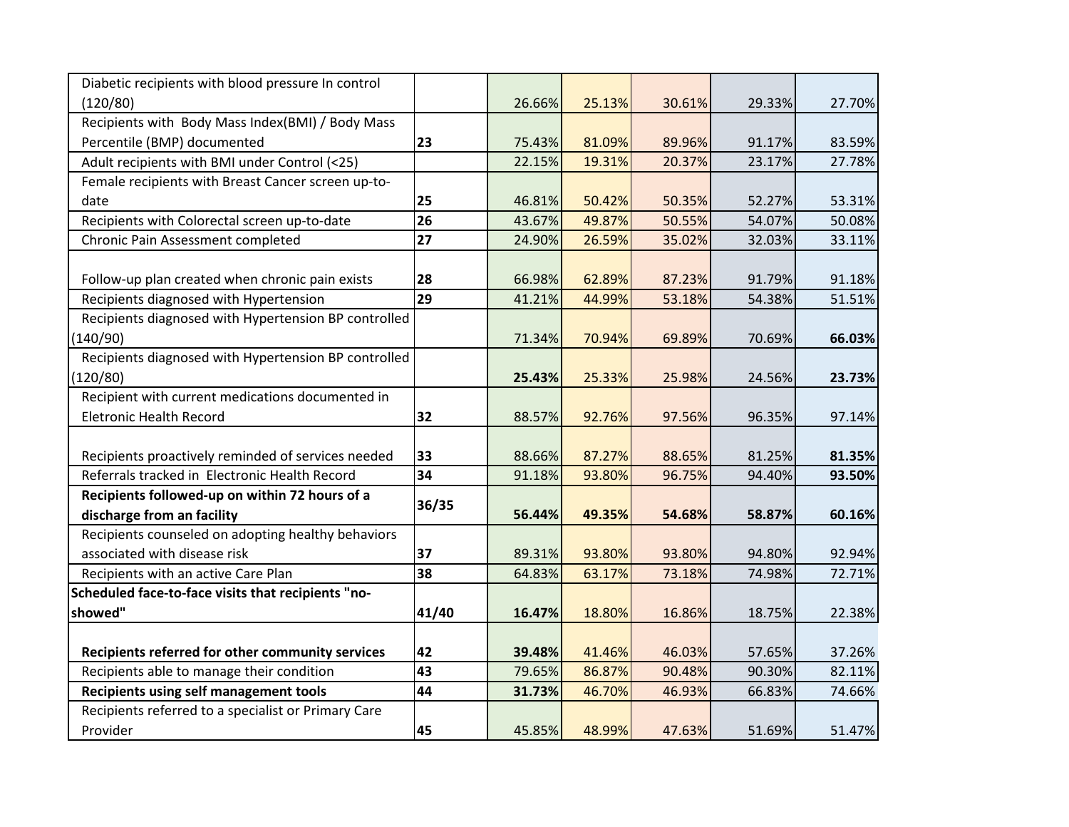| | | | | | | |
|---|---|---|---|---|---|---|
| Diabetic recipients with blood pressure In control (120/80) | | 26.66% | 25.13% | 30.61% | 29.33% | 27.70% |
| Recipients with Body Mass Index(BMI) / Body Mass Percentile (BMP) documented | 23 | 75.43% | 81.09% | 89.96% | 91.17% | 83.59% |
| Adult recipients with BMI under Control (<25) | | 22.15% | 19.31% | 20.37% | 23.17% | 27.78% |
| Female recipients with Breast Cancer screen up-to-date | 25 | 46.81% | 50.42% | 50.35% | 52.27% | 53.31% |
| Recipients with Colorectal screen up-to-date | 26 | 43.67% | 49.87% | 50.55% | 54.07% | 50.08% |
| Chronic Pain Assessment completed | 27 | 24.90% | 26.59% | 35.02% | 32.03% | 33.11% |
| Follow-up plan created when chronic pain exists | 28 | 66.98% | 62.89% | 87.23% | 91.79% | 91.18% |
| Recipients diagnosed with Hypertension | 29 | 41.21% | 44.99% | 53.18% | 54.38% | 51.51% |
| Recipients diagnosed with Hypertension BP controlled (140/90) | | 71.34% | 70.94% | 69.89% | 70.69% | **66.03%** |
| Recipients diagnosed with Hypertension BP controlled (120/80) | | **25.43%** | 25.33% | 25.98% | 24.56% | **23.73%** |
| Recipient with current medications documented in Eletronic Health Record | 32 | 88.57% | 92.76% | 97.56% | 96.35% | 97.14% |
| Recipients proactively reminded of services needed | 33 | 88.66% | 87.27% | 88.65% | 81.25% | **81.35%** |
| Referrals tracked in Electronic Health Record | 34 | 91.18% | 93.80% | 96.75% | 94.40% | **93.50%** |
| **Recipients followed-up on within 72 hours of a discharge from an facility** | 36/35 | **56.44%** | **49.35%** | **54.68%** | **58.87%** | **60.16%** |
| Recipients counseled on adopting healthy behaviors associated with disease risk | 37 | 89.31% | 93.80% | 93.80% | 94.80% | 92.94% |
| Recipients with an active Care Plan | 38 | 64.83% | 63.17% | 73.18% | 74.98% | 72.71% |
| **Scheduled face-to-face visits that recipients "no-showed"** | 41/40 | **16.47%** | 18.80% | 16.86% | 18.75% | 22.38% |
| **Recipients referred for other community services** | 42 | **39.48%** | 41.46% | 46.03% | 57.65% | 37.26% |
| Recipients able to manage their condition | 43 | 79.65% | 86.87% | 90.48% | 90.30% | 82.11% |
| **Recipients using self management tools** | 44 | **31.73%** | 46.70% | 46.93% | 66.83% | 74.66% |
| Recipients referred to a specialist or Primary Care Provider | 45 | 45.85% | 48.99% | 47.63% | 51.69% | 51.47% |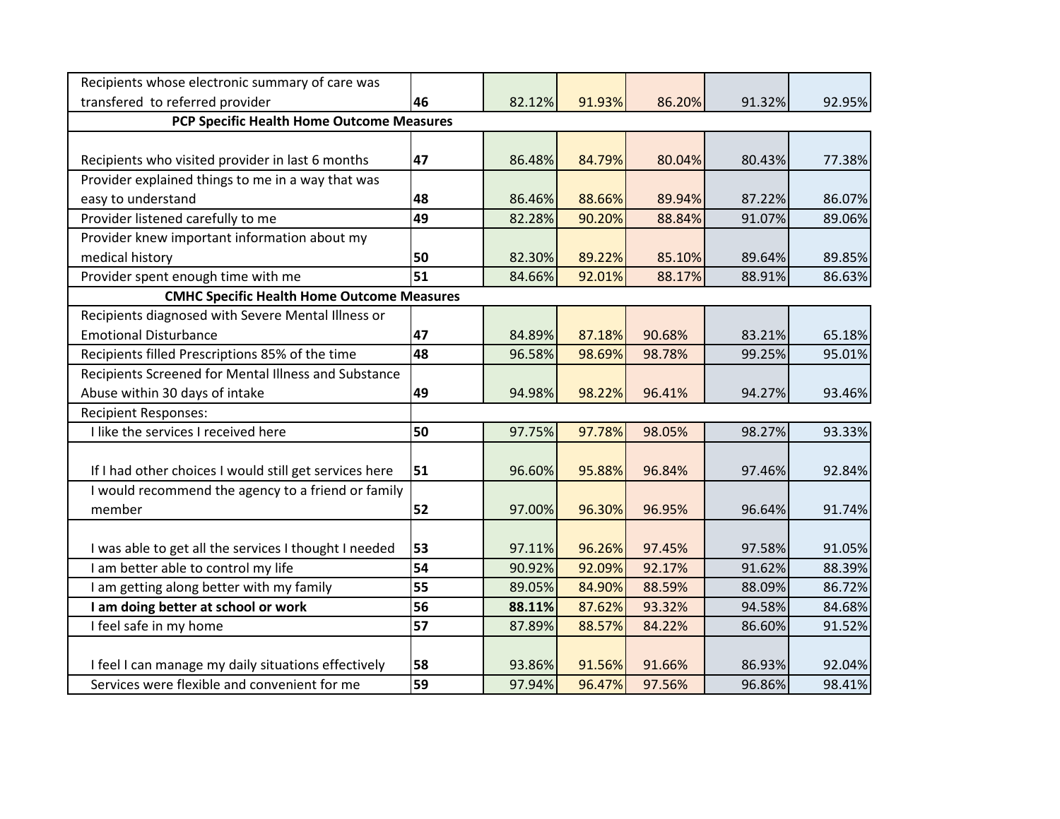| | | | | | | |
|---|---|---|---|---|---|---|
| Recipients whose electronic summary of care was transfered to referred provider | **46** | 82.12% | 91.93% | 86.20% | 91.32% | 92.95% |
| **PCP Specific Health Home Outcome Measures** | | | | | | |
| Recipients who visited provider in last 6 months | **47** | 86.48% | 84.79% | 80.04% | 80.43% | 77.38% |
| Provider explained things to me in a way that was easy to understand | **48** | 86.46% | 88.66% | 89.94% | 87.22% | 86.07% |
| Provider listened carefully to me | **49** | 82.28% | 90.20% | 88.84% | 91.07% | 89.06% |
| Provider knew important information about my medical history | **50** | 82.30% | 89.22% | 85.10% | 89.64% | 89.85% |
| Provider spent enough time with me | **51** | 84.66% | 92.01% | 88.17% | 88.91% | 86.63% |
| **CMHC Specific Health Home Outcome Measures** | | | | | | |
| Recipients diagnosed with Severe Mental Illness or Emotional Disturbance | **47** | 84.89% | 87.18% | 90.68% | 83.21% | 65.18% |
| Recipients filled Prescriptions 85% of the time | **48** | 96.58% | 98.69% | 98.78% | 99.25% | 95.01% |
| Recipients Screened for Mental Illness and Substance Abuse within 30 days of intake | **49** | 94.98% | 98.22% | 96.41% | 94.27% | 93.46% |
| Recipient Responses: | | | | | | |
| I like the services I received here | **50** | 97.75% | 97.78% | 98.05% | 98.27% | 93.33% |
| If I had other choices I would still get services here | **51** | 96.60% | 95.88% | 96.84% | 97.46% | 92.84% |
| I would recommend the agency to a friend or family member | **52** | 97.00% | 96.30% | 96.95% | 96.64% | 91.74% |
| I was able to get all the services I thought I needed | **53** | 97.11% | 96.26% | 97.45% | 97.58% | 91.05% |
| I am better able to control my life | **54** | 90.92% | 92.09% | 92.17% | 91.62% | 88.39% |
| I am getting along better with my family | **55** | 89.05% | 84.90% | 88.59% | 88.09% | 86.72% |
| **I am doing better at school or work** | **56** | **88.11%** | 87.62% | 93.32% | 94.58% | 84.68% |
| I feel safe in my home | **57** | 87.89% | 88.57% | 84.22% | 86.60% | 91.52% |
| I feel I can manage my daily situations effectively | **58** | 93.86% | 91.56% | 91.66% | 86.93% | 92.04% |
| Services were flexible and convenient for me | **59** | 97.94% | 96.47% | 97.56% | 96.86% | 98.41% |